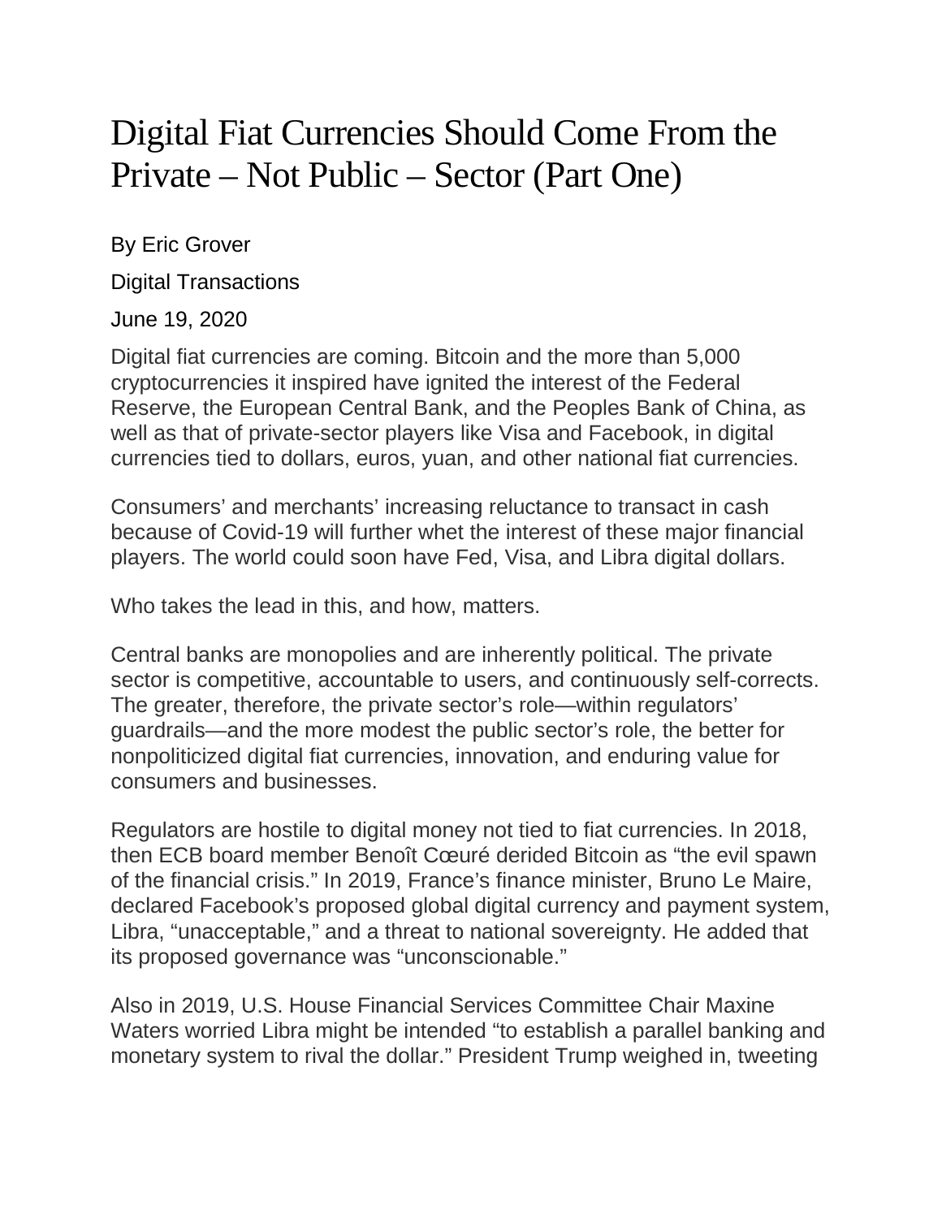# Digital Fiat Currencies Should Come From the Private – Not Public – Sector (Part One)

By Eric Grover

Digital Transactions

June 19, 2020

Digital fiat currencies are coming. Bitcoin and the more than 5,000 cryptocurrencies it inspired have ignited the interest of the Federal Reserve, the European Central Bank, and the Peoples Bank of China, as well as that of private-sector players like Visa and Facebook, in digital currencies tied to dollars, euros, yuan, and other national fiat currencies.

Consumers' and merchants' increasing reluctance to transact in cash because of Covid-19 will further whet the interest of these major financial players. The world could soon have Fed, Visa, and Libra digital dollars.

Who takes the lead in this, and how, matters.

Central banks are monopolies and are inherently political. The private sector is competitive, accountable to users, and continuously self-corrects. The greater, therefore, the private sector's role—within regulators' guardrails—and the more modest the public sector's role, the better for nonpoliticized digital fiat currencies, innovation, and enduring value for consumers and businesses.

Regulators are hostile to digital money not tied to fiat currencies. In 2018, then ECB board member Benoît Cœuré derided Bitcoin as "the evil spawn of the financial crisis." In 2019, France's finance minister, Bruno Le Maire, declared Facebook's proposed global digital currency and payment system, Libra, "unacceptable," and a threat to national sovereignty. He added that its proposed governance was "unconscionable."

Also in 2019, U.S. House Financial Services Committee Chair Maxine Waters worried Libra might be intended "to establish a parallel banking and monetary system to rival the dollar." President Trump weighed in, tweeting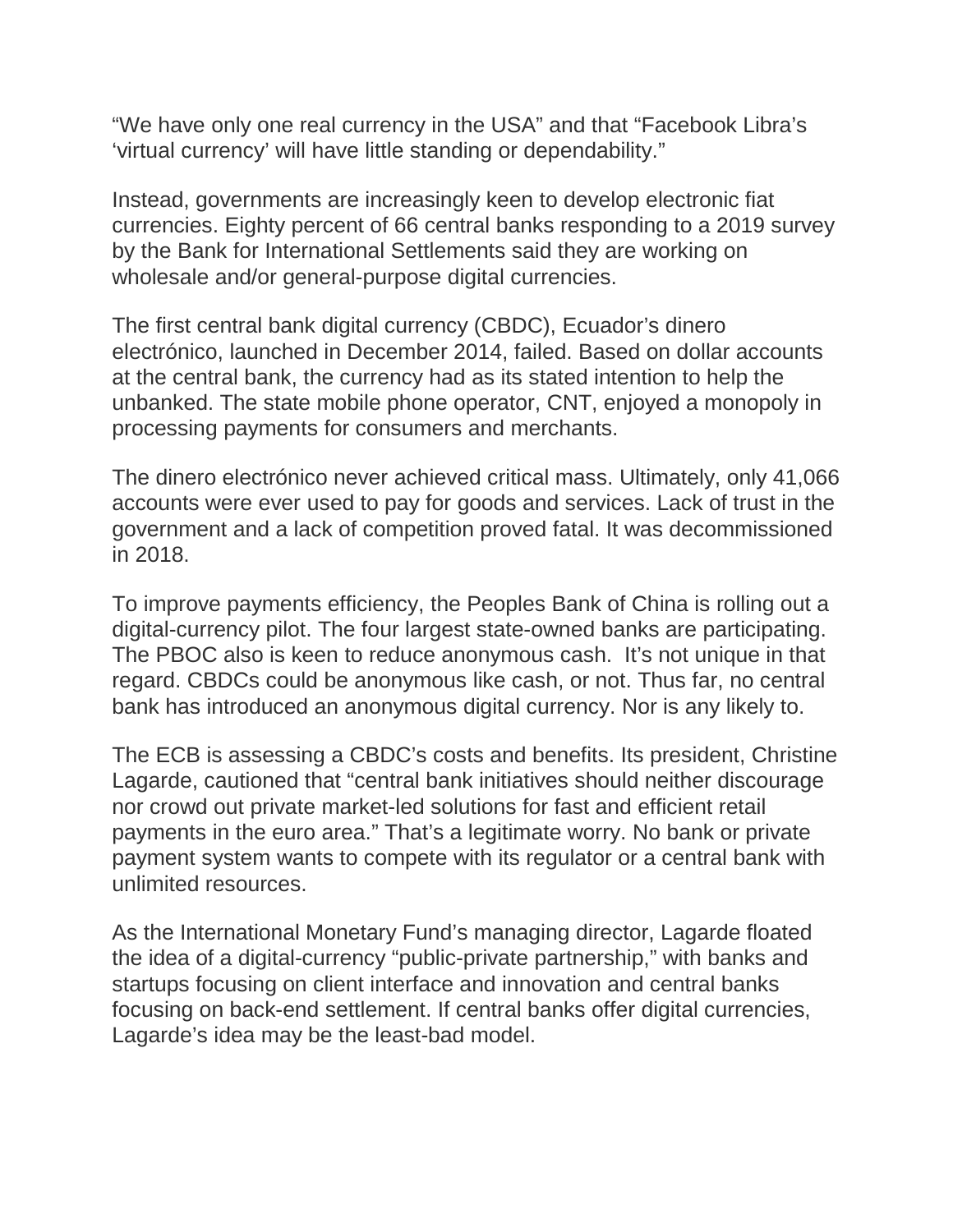“We have only one real currency in the USA” and that “Facebook Libra’s ‘virtual currency’ will have little standing or dependability.”

Instead, governments are increasingly keen to develop electronic fiat currencies. Eighty percent of 66 central banks responding to a 2019 survey by the Bank for International Settlements said they are working on wholesale and/or general-purpose digital currencies.

The first central bank digital currency (CBDC), Ecuador’s dinero electrónico, launched in December 2014, failed. Based on dollar accounts at the central bank, the currency had as its stated intention to help the unbanked. The state mobile phone operator, CNT, enjoyed a monopoly in processing payments for consumers and merchants.

The dinero electrónico never achieved critical mass. Ultimately, only 41,066 accounts were ever used to pay for goods and services. Lack of trust in the government and a lack of competition proved fatal. It was decommissioned in 2018.

To improve payments efficiency, the Peoples Bank of China is rolling out a digital-currency pilot. The four largest state-owned banks are participating. The PBOC also is keen to reduce anonymous cash. It’s not unique in that regard. CBDCs could be anonymous like cash, or not. Thus far, no central bank has introduced an anonymous digital currency. Nor is any likely to.

The ECB is assessing a CBDC’s costs and benefits. Its president, Christine Lagarde, cautioned that “central bank initiatives should neither discourage nor crowd out private market-led solutions for fast and efficient retail payments in the euro area.” That’s a legitimate worry. No bank or private payment system wants to compete with its regulator or a central bank with unlimited resources.

As the International Monetary Fund’s managing director, Lagarde floated the idea of a digital-currency “public-private partnership,” with banks and startups focusing on client interface and innovation and central banks focusing on back-end settlement. If central banks offer digital currencies, Lagarde’s idea may be the least-bad model.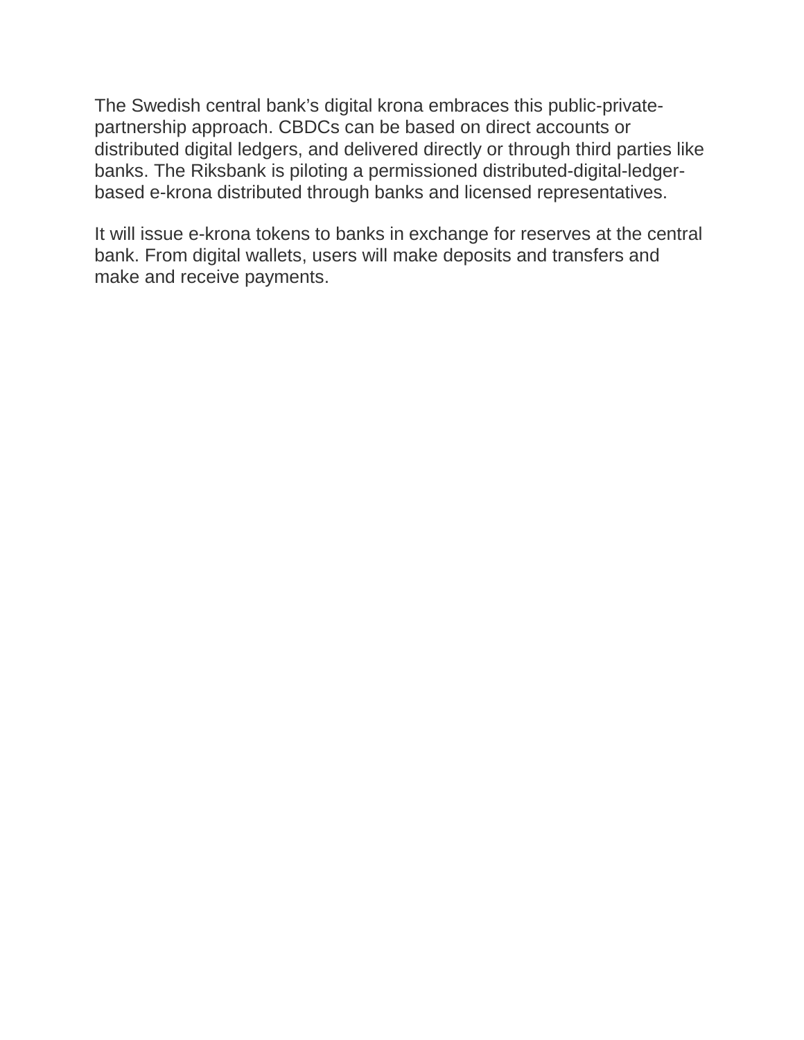The Swedish central bank's digital krona embraces this public-private-partnership approach. CBDCs can be based on direct accounts or distributed digital ledgers, and delivered directly or through third parties like banks. The Riksbank is piloting a permissioned distributed-digital-ledger-based e-krona distributed through banks and licensed representatives.

It will issue e-krona tokens to banks in exchange for reserves at the central bank. From digital wallets, users will make deposits and transfers and make and receive payments.